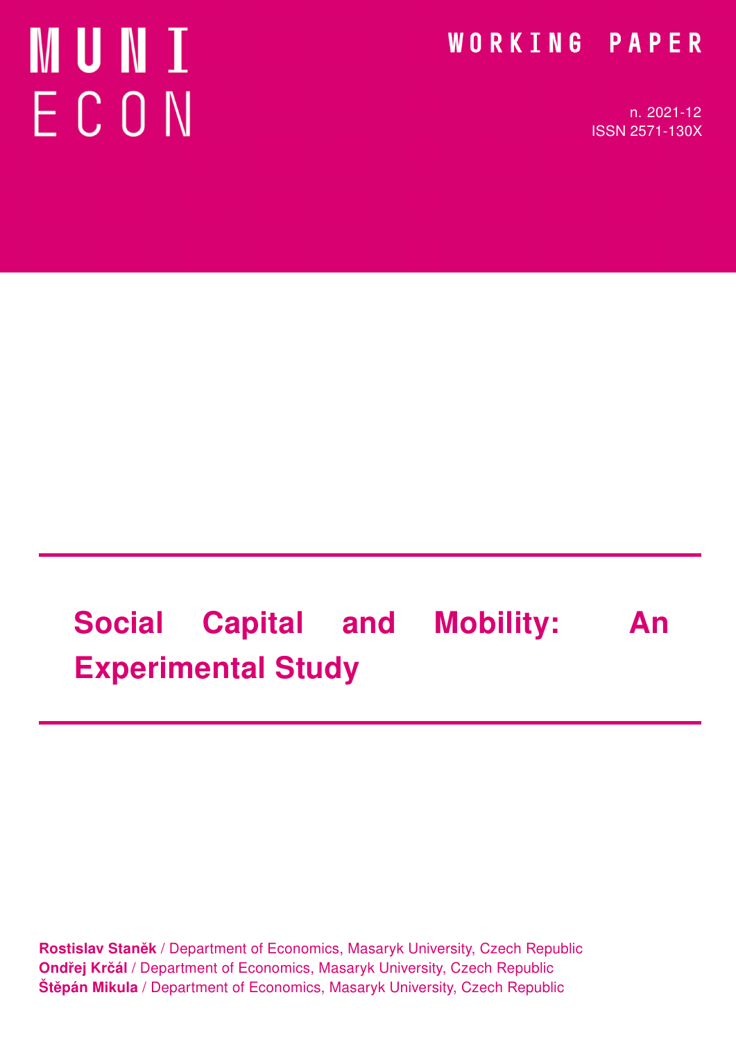MUNI ECON

WORKING PAPER

n. 2021-12
ISSN 2571-130X

# Social Capital and Mobility: An Experimental Study

**Rostislav Staněk** / Department of Economics, Masaryk University, Czech Republic
**Ondřej Krčál** / Department of Economics, Masaryk University, Czech Republic
**Štěpán Mikula** / Department of Economics, Masaryk University, Czech Republic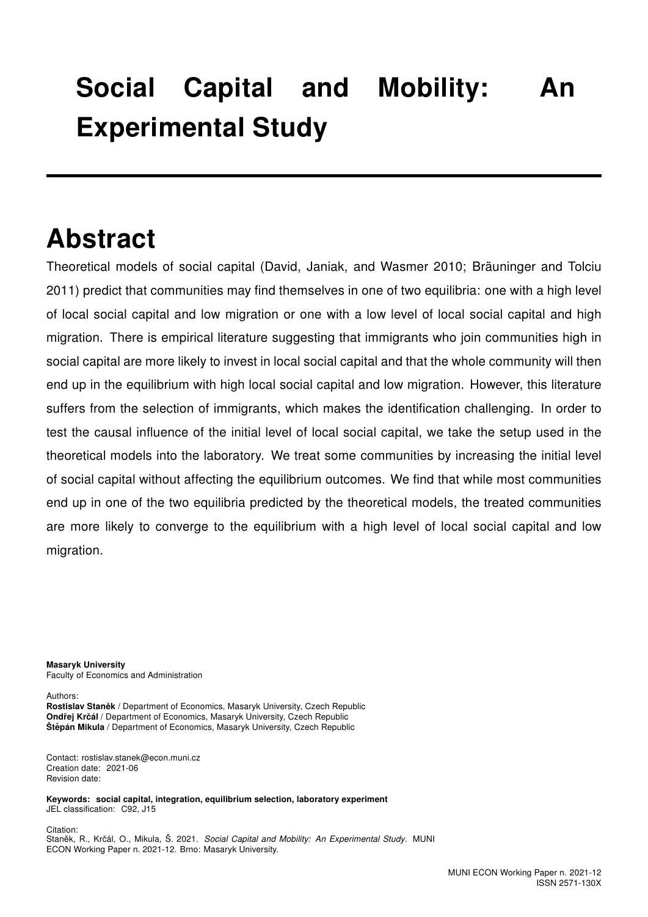# Social Capital and Mobility: An Experimental Study

## Abstract

Theoretical models of social capital (David, Janiak, and Wasmer 2010; Bräuninger and Tolciu 2011) predict that communities may find themselves in one of two equilibria: one with a high level of local social capital and low migration or one with a low level of local social capital and high migration. There is empirical literature suggesting that immigrants who join communities high in social capital are more likely to invest in local social capital and that the whole community will then end up in the equilibrium with high local social capital and low migration. However, this literature suffers from the selection of immigrants, which makes the identification challenging. In order to test the causal influence of the initial level of local social capital, we take the setup used in the theoretical models into the laboratory. We treat some communities by increasing the initial level of social capital without affecting the equilibrium outcomes. We find that while most communities end up in one of the two equilibria predicted by the theoretical models, the treated communities are more likely to converge to the equilibrium with a high level of local social capital and low migration.

**Masaryk University**
Faculty of Economics and Administration

Authors:
**Rostislav Staněk** / Department of Economics, Masaryk University, Czech Republic
**Ondřej Krčál** / Department of Economics, Masaryk University, Czech Republic
**Štěpán Mikula** / Department of Economics, Masaryk University, Czech Republic

Contact: rostislav.stanek@econ.muni.cz
Creation date: 2021-06
Revision date:

**Keywords: social capital, integration, equilibrium selection, laboratory experiment**
JEL classification: C92, J15

Citation:
Staněk, R., Krčál, O., Mikula, Š. 2021. *Social Capital and Mobility: An Experimental Study*. MUNI ECON Working Paper n. 2021-12. Brno: Masaryk University.

MUNI ECON Working Paper n. 2021-12
ISSN 2571-130X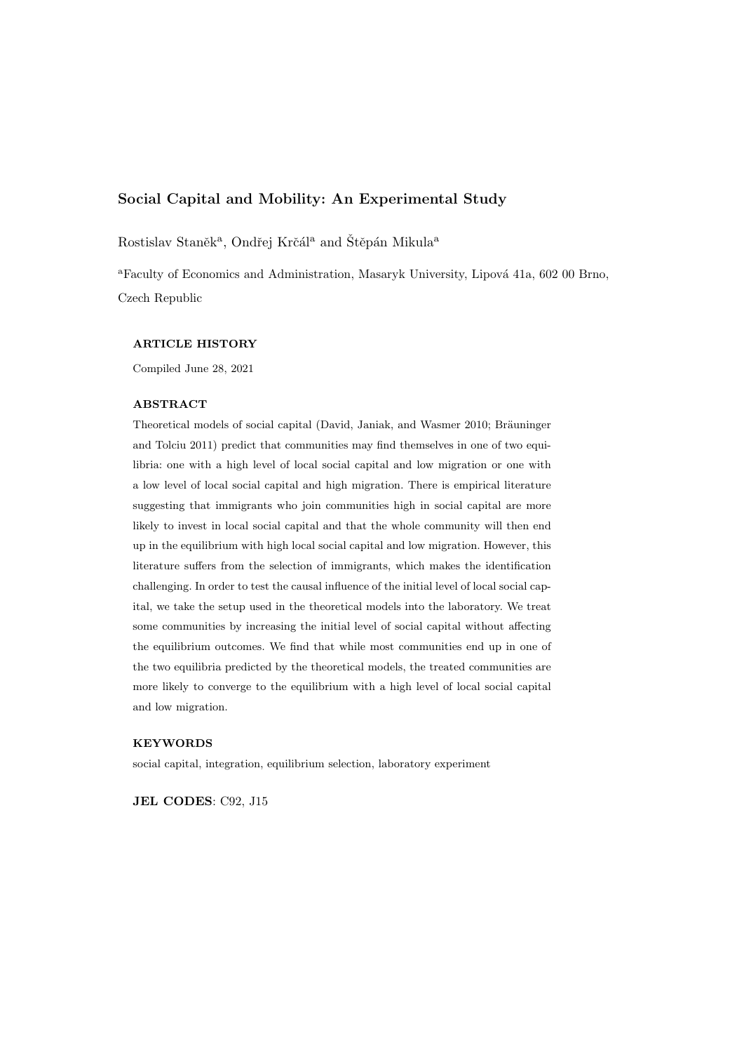# Social Capital and Mobility: An Experimental Study

Rostislav Staněk[a], Ondřej Krčál[a] and Štěpán Mikula[a]

[a]Faculty of Economics and Administration, Masaryk University, Lipová 41a, 602 00 Brno, Czech Republic

### ARTICLE HISTORY

Compiled June 28, 2021

### ABSTRACT

Theoretical models of social capital (David, Janiak, and Wasmer 2010; Bräuninger and Tolciu 2011) predict that communities may find themselves in one of two equilibria: one with a high level of local social capital and low migration or one with a low level of local social capital and high migration. There is empirical literature suggesting that immigrants who join communities high in social capital are more likely to invest in local social capital and that the whole community will then end up in the equilibrium with high local social capital and low migration. However, this literature suffers from the selection of immigrants, which makes the identification challenging. In order to test the causal influence of the initial level of local social capital, we take the setup used in the theoretical models into the laboratory. We treat some communities by increasing the initial level of social capital without affecting the equilibrium outcomes. We find that while most communities end up in one of the two equilibria predicted by the theoretical models, the treated communities are more likely to converge to the equilibrium with a high level of local social capital and low migration.

### KEYWORDS

social capital, integration, equilibrium selection, laboratory experiment

**JEL CODES**: C92, J15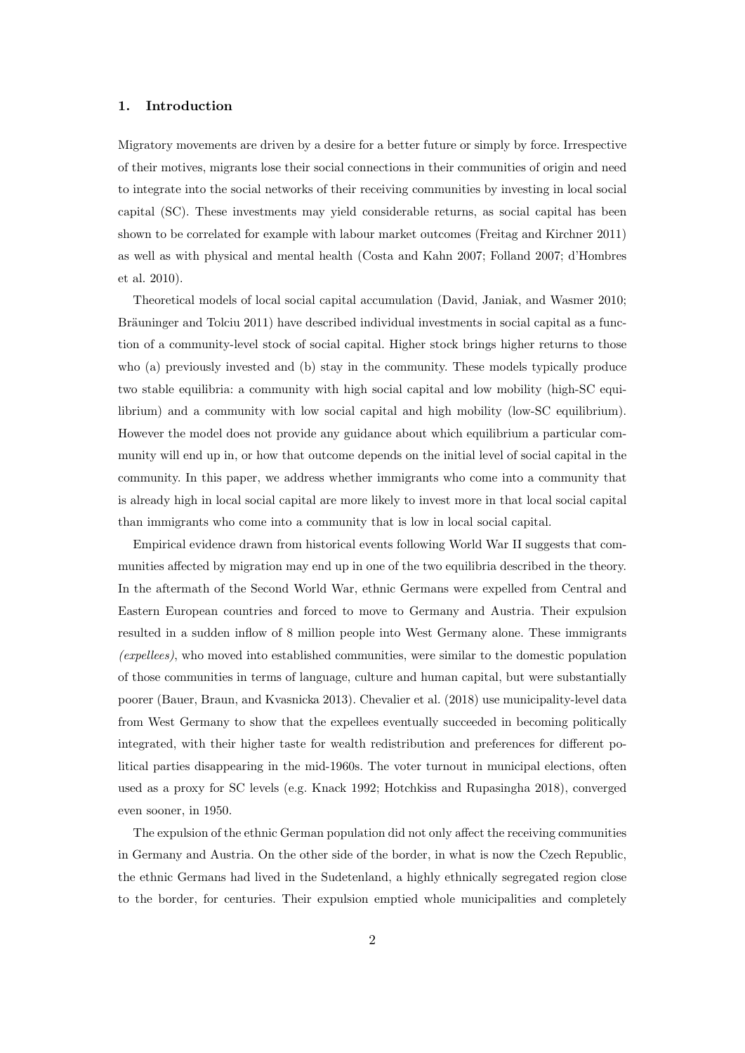## 1. Introduction

Migratory movements are driven by a desire for a better future or simply by force. Irrespective of their motives, migrants lose their social connections in their communities of origin and need to integrate into the social networks of their receiving communities by investing in local social capital (SC). These investments may yield considerable returns, as social capital has been shown to be correlated for example with labour market outcomes (Freitag and Kirchner 2011) as well as with physical and mental health (Costa and Kahn 2007; Folland 2007; d'Hombres et al. 2010).

Theoretical models of local social capital accumulation (David, Janiak, and Wasmer 2010; Bräuninger and Tolciu 2011) have described individual investments in social capital as a function of a community-level stock of social capital. Higher stock brings higher returns to those who (a) previously invested and (b) stay in the community. These models typically produce two stable equilibria: a community with high social capital and low mobility (high-SC equilibrium) and a community with low social capital and high mobility (low-SC equilibrium). However the model does not provide any guidance about which equilibrium a particular community will end up in, or how that outcome depends on the initial level of social capital in the community. In this paper, we address whether immigrants who come into a community that is already high in local social capital are more likely to invest more in that local social capital than immigrants who come into a community that is low in local social capital.

Empirical evidence drawn from historical events following World War II suggests that communities affected by migration may end up in one of the two equilibria described in the theory. In the aftermath of the Second World War, ethnic Germans were expelled from Central and Eastern European countries and forced to move to Germany and Austria. Their expulsion resulted in a sudden inflow of 8 million people into West Germany alone. These immigrants *(expellees)*, who moved into established communities, were similar to the domestic population of those communities in terms of language, culture and human capital, but were substantially poorer (Bauer, Braun, and Kvasnicka 2013). Chevalier et al. (2018) use municipality-level data from West Germany to show that the expellees eventually succeeded in becoming politically integrated, with their higher taste for wealth redistribution and preferences for different political parties disappearing in the mid-1960s. The voter turnout in municipal elections, often used as a proxy for SC levels (e.g. Knack 1992; Hotchkiss and Rupasingha 2018), converged even sooner, in 1950.

The expulsion of the ethnic German population did not only affect the receiving communities in Germany and Austria. On the other side of the border, in what is now the Czech Republic, the ethnic Germans had lived in the Sudetenland, a highly ethnically segregated region close to the border, for centuries. Their expulsion emptied whole municipalities and completely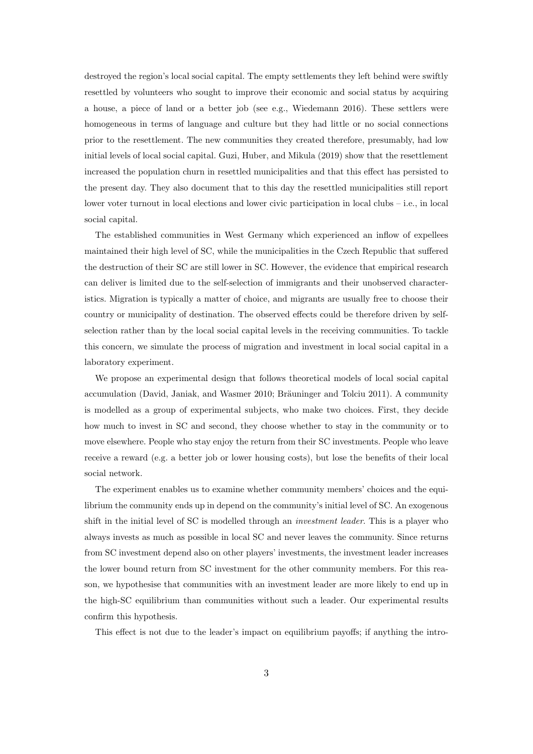destroyed the region's local social capital. The empty settlements they left behind were swiftly resettled by volunteers who sought to improve their economic and social status by acquiring a house, a piece of land or a better job (see e.g., Wiedemann 2016). These settlers were homogeneous in terms of language and culture but they had little or no social connections prior to the resettlement. The new communities they created therefore, presumably, had low initial levels of local social capital. Guzi, Huber, and Mikula (2019) show that the resettlement increased the population churn in resettled municipalities and that this effect has persisted to the present day. They also document that to this day the resettled municipalities still report lower voter turnout in local elections and lower civic participation in local clubs – i.e., in local social capital.

The established communities in West Germany which experienced an inflow of expellees maintained their high level of SC, while the municipalities in the Czech Republic that suffered the destruction of their SC are still lower in SC. However, the evidence that empirical research can deliver is limited due to the self-selection of immigrants and their unobserved characteristics. Migration is typically a matter of choice, and migrants are usually free to choose their country or municipality of destination. The observed effects could be therefore driven by self-selection rather than by the local social capital levels in the receiving communities. To tackle this concern, we simulate the process of migration and investment in local social capital in a laboratory experiment.

We propose an experimental design that follows theoretical models of local social capital accumulation (David, Janiak, and Wasmer 2010; Bräuninger and Tolciu 2011). A community is modelled as a group of experimental subjects, who make two choices. First, they decide how much to invest in SC and second, they choose whether to stay in the community or to move elsewhere. People who stay enjoy the return from their SC investments. People who leave receive a reward (e.g. a better job or lower housing costs), but lose the benefits of their local social network.

The experiment enables us to examine whether community members' choices and the equilibrium the community ends up in depend on the community's initial level of SC. An exogenous shift in the initial level of SC is modelled through an *investment leader*. This is a player who always invests as much as possible in local SC and never leaves the community. Since returns from SC investment depend also on other players' investments, the investment leader increases the lower bound return from SC investment for the other community members. For this reason, we hypothesise that communities with an investment leader are more likely to end up in the high-SC equilibrium than communities without such a leader. Our experimental results confirm this hypothesis.

This effect is not due to the leader's impact on equilibrium payoffs; if anything the intro-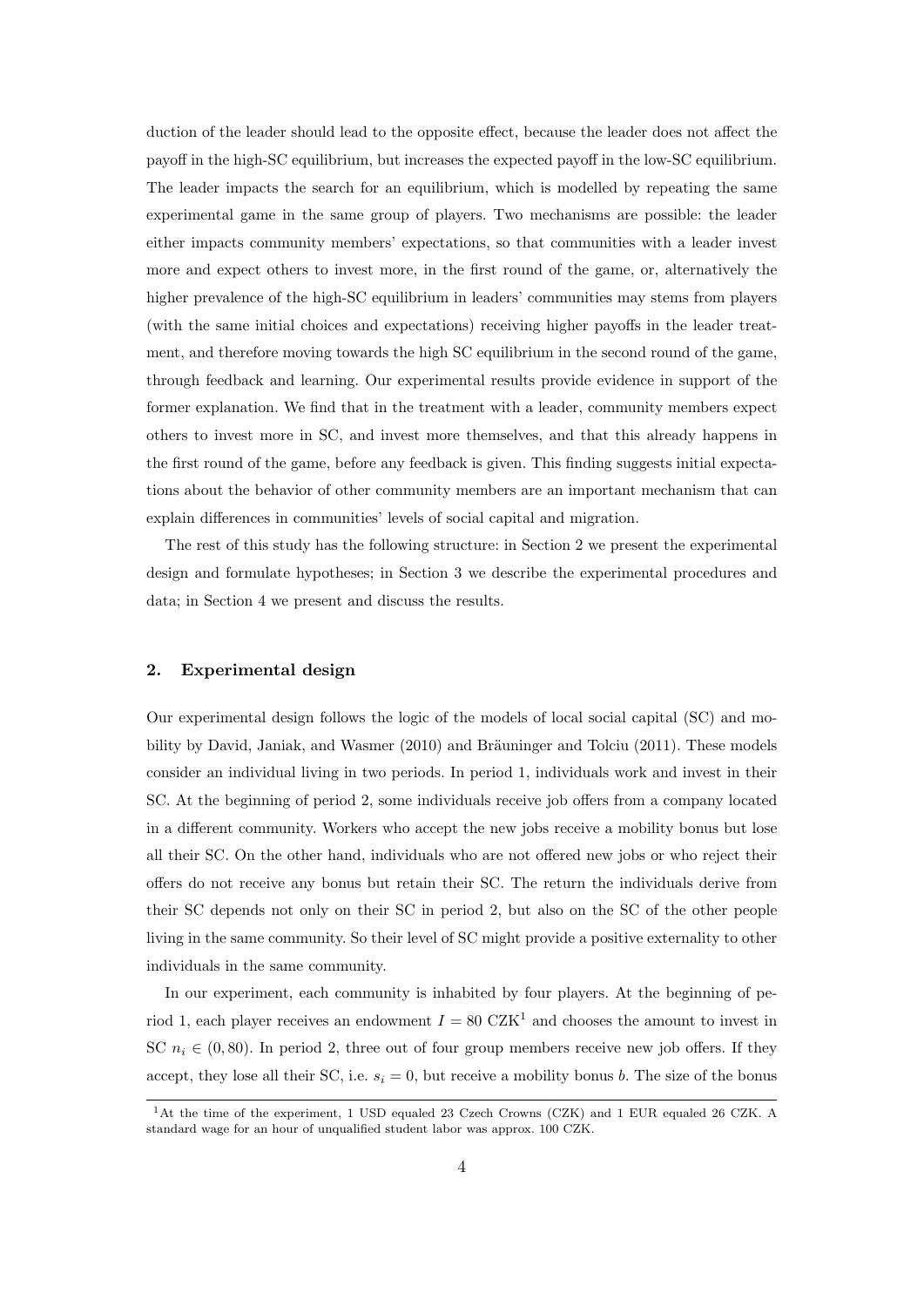duction of the leader should lead to the opposite effect, because the leader does not affect the payoff in the high-SC equilibrium, but increases the expected payoff in the low-SC equilibrium. The leader impacts the search for an equilibrium, which is modelled by repeating the same experimental game in the same group of players. Two mechanisms are possible: the leader either impacts community members' expectations, so that communities with a leader invest more and expect others to invest more, in the first round of the game, or, alternatively the higher prevalence of the high-SC equilibrium in leaders' communities may stems from players (with the same initial choices and expectations) receiving higher payoffs in the leader treatment, and therefore moving towards the high SC equilibrium in the second round of the game, through feedback and learning. Our experimental results provide evidence in support of the former explanation. We find that in the treatment with a leader, community members expect others to invest more in SC, and invest more themselves, and that this already happens in the first round of the game, before any feedback is given. This finding suggests initial expectations about the behavior of other community members are an important mechanism that can explain differences in communities' levels of social capital and migration.

The rest of this study has the following structure: in Section 2 we present the experimental design and formulate hypotheses; in Section 3 we describe the experimental procedures and data; in Section 4 we present and discuss the results.

## 2. Experimental design

Our experimental design follows the logic of the models of local social capital (SC) and mobility by David, Janiak, and Wasmer (2010) and Bräuninger and Tolciu (2011). These models consider an individual living in two periods. In period 1, individuals work and invest in their SC. At the beginning of period 2, some individuals receive job offers from a company located in a different community. Workers who accept the new jobs receive a mobility bonus but lose all their SC. On the other hand, individuals who are not offered new jobs or who reject their offers do not receive any bonus but retain their SC. The return the individuals derive from their SC depends not only on their SC in period 2, but also on the SC of the other people living in the same community. So their level of SC might provide a positive externality to other individuals in the same community.

In our experiment, each community is inhabited by four players. At the beginning of period 1, each player receives an endowment $I = 80$ CZK[1] and chooses the amount to invest in SC $n_i \in (0, 80)$. In period 2, three out of four group members receive new job offers. If they accept, they lose all their SC, i.e. $s_i = 0$, but receive a mobility bonus $b$. The size of the bonus

[1] At the time of the experiment, 1 USD equaled 23 Czech Crowns (CZK) and 1 EUR equaled 26 CZK. A standard wage for an hour of unqualified student labor was approx. 100 CZK.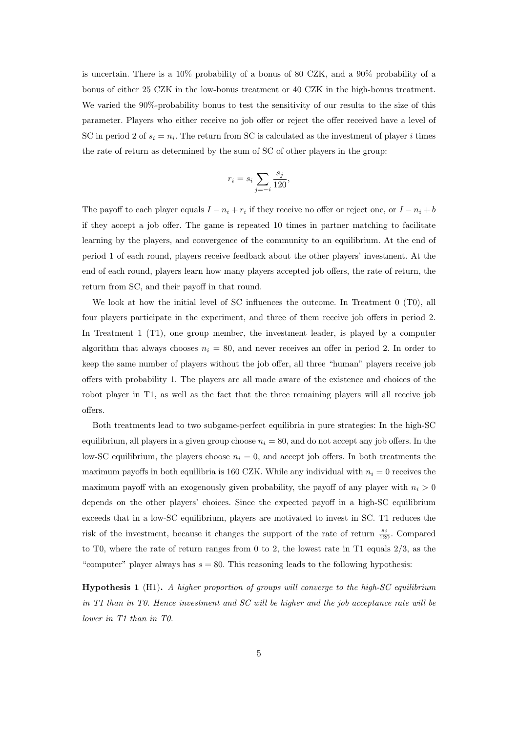is uncertain. There is a 10% probability of a bonus of 80 CZK, and a 90% probability of a bonus of either 25 CZK in the low-bonus treatment or 40 CZK in the high-bonus treatment. We varied the 90%-probability bonus to test the sensitivity of our results to the size of this parameter. Players who either receive no job offer or reject the offer received have a level of SC in period 2 of $s_i = n_i$. The return from SC is calculated as the investment of player $i$ times the rate of return as determined by the sum of SC of other players in the group:

$$r_i = s_i \sum_{j=-i} \frac{s_j}{120},$$

The payoff to each player equals $I - n_i + r_i$ if they receive no offer or reject one, or $I - n_i + b$ if they accept a job offer. The game is repeated 10 times in partner matching to facilitate learning by the players, and convergence of the community to an equilibrium. At the end of period 1 of each round, players receive feedback about the other players' investment. At the end of each round, players learn how many players accepted job offers, the rate of return, the return from SC, and their payoff in that round.

We look at how the initial level of SC influences the outcome. In Treatment 0 (T0), all four players participate in the experiment, and three of them receive job offers in period 2. In Treatment 1 (T1), one group member, the investment leader, is played by a computer algorithm that always chooses $n_i = 80$, and never receives an offer in period 2. In order to keep the same number of players without the job offer, all three "human" players receive job offers with probability 1. The players are all made aware of the existence and choices of the robot player in T1, as well as the fact that the three remaining players will all receive job offers.

Both treatments lead to two subgame-perfect equilibria in pure strategies: In the high-SC equilibrium, all players in a given group choose $n_i = 80$, and do not accept any job offers. In the low-SC equilibrium, the players choose $n_i = 0$, and accept job offers. In both treatments the maximum payoffs in both equilibria is 160 CZK. While any individual with $n_i = 0$ receives the maximum payoff with an exogenously given probability, the payoff of any player with $n_i > 0$ depends on the other players' choices. Since the expected payoff in a high-SC equilibrium exceeds that in a low-SC equilibrium, players are motivated to invest in SC. T1 reduces the risk of the investment, because it changes the support of the rate of return $\frac{s_j}{120}$. Compared to T0, where the rate of return ranges from 0 to 2, the lowest rate in T1 equals 2/3, as the "computer" player always has $s = 80$. This reasoning leads to the following hypothesis:

**Hypothesis 1** (H1)**.** *A higher proportion of groups will converge to the high-SC equilibrium in T1 than in T0. Hence investment and SC will be higher and the job acceptance rate will be lower in T1 than in T0.*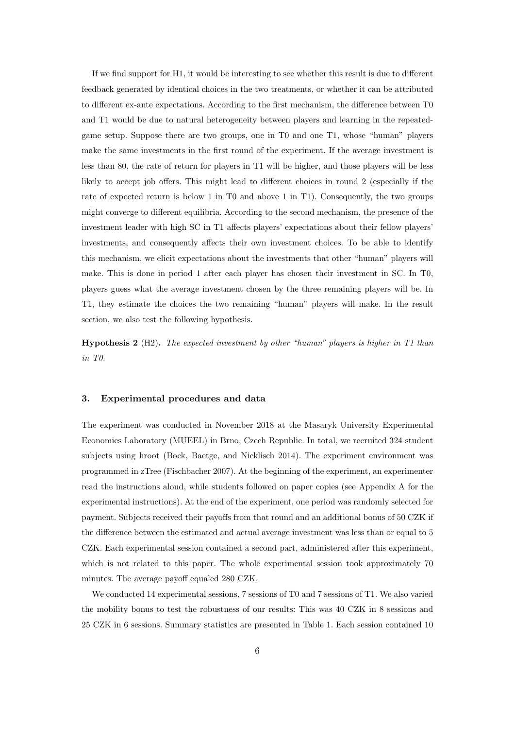If we find support for H1, it would be interesting to see whether this result is due to different feedback generated by identical choices in the two treatments, or whether it can be attributed to different ex-ante expectations. According to the first mechanism, the difference between T0 and T1 would be due to natural heterogeneity between players and learning in the repeated-game setup. Suppose there are two groups, one in T0 and one T1, whose "human" players make the same investments in the first round of the experiment. If the average investment is less than 80, the rate of return for players in T1 will be higher, and those players will be less likely to accept job offers. This might lead to different choices in round 2 (especially if the rate of expected return is below 1 in T0 and above 1 in T1). Consequently, the two groups might converge to different equilibria. According to the second mechanism, the presence of the investment leader with high SC in T1 affects players' expectations about their fellow players' investments, and consequently affects their own investment choices. To be able to identify this mechanism, we elicit expectations about the investments that other "human" players will make. This is done in period 1 after each player has chosen their investment in SC. In T0, players guess what the average investment chosen by the three remaining players will be. In T1, they estimate the choices the two remaining "human" players will make. In the result section, we also test the following hypothesis.

**Hypothesis 2** (H2)**.** *The expected investment by other "human" players is higher in T1 than in T0.*

## 3. Experimental procedures and data

The experiment was conducted in November 2018 at the Masaryk University Experimental Economics Laboratory (MUEEL) in Brno, Czech Republic. In total, we recruited 324 student subjects using hroot (Bock, Baetge, and Nicklisch 2014). The experiment environment was programmed in zTree (Fischbacher 2007). At the beginning of the experiment, an experimenter read the instructions aloud, while students followed on paper copies (see Appendix A for the experimental instructions). At the end of the experiment, one period was randomly selected for payment. Subjects received their payoffs from that round and an additional bonus of 50 CZK if the difference between the estimated and actual average investment was less than or equal to 5 CZK. Each experimental session contained a second part, administered after this experiment, which is not related to this paper. The whole experimental session took approximately 70 minutes. The average payoff equaled 280 CZK.

We conducted 14 experimental sessions, 7 sessions of T0 and 7 sessions of T1. We also varied the mobility bonus to test the robustness of our results: This was 40 CZK in 8 sessions and 25 CZK in 6 sessions. Summary statistics are presented in Table 1. Each session contained 10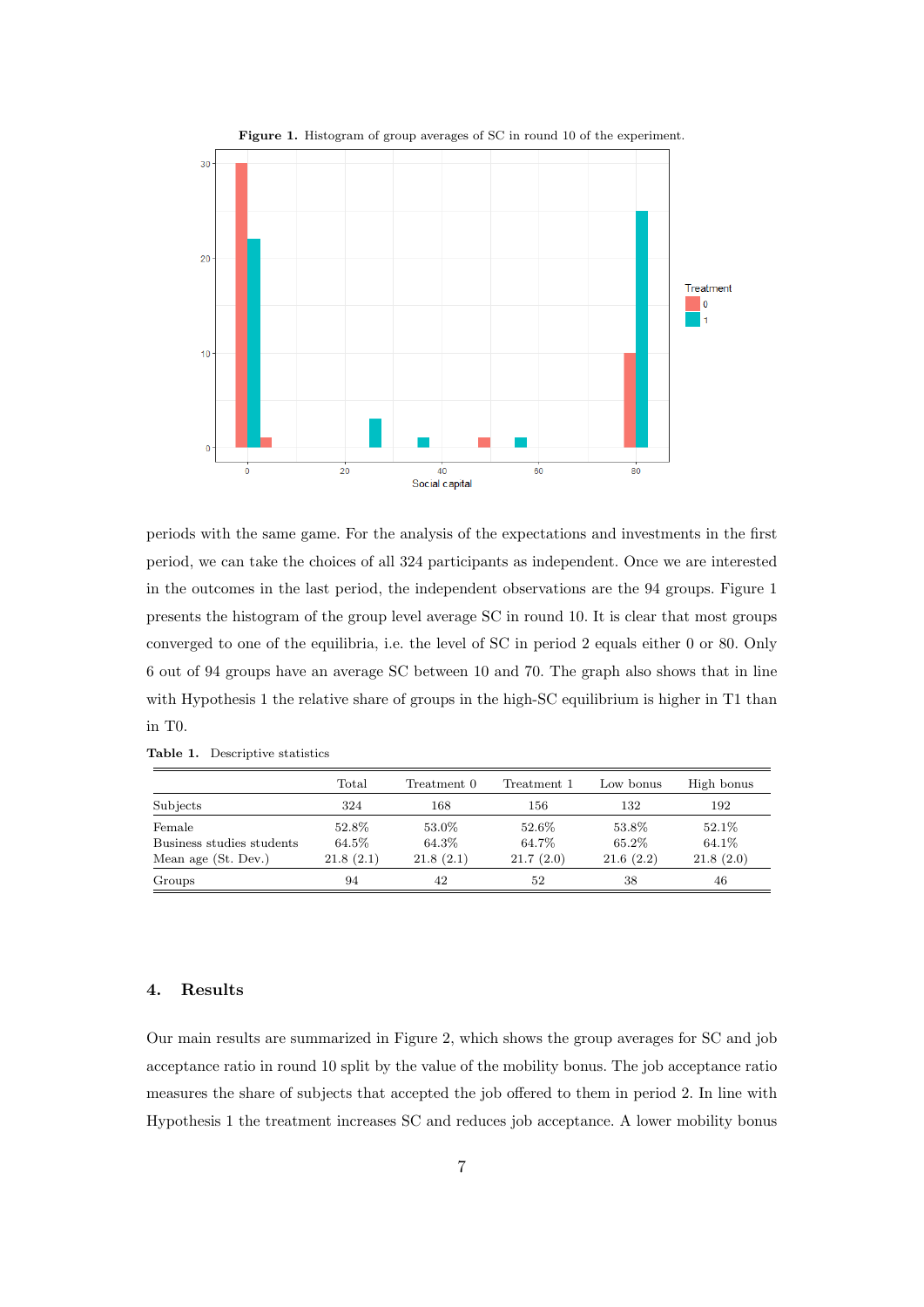**Figure 1.** Histogram of group averages of SC in round 10 of the experiment.

periods with the same game. For the analysis of the expectations and investments in the first period, we can take the choices of all 324 participants as independent. Once we are interested in the outcomes in the last period, the independent observations are the 94 groups. Figure 1 presents the histogram of the group level average SC in round 10. It is clear that most groups converged to one of the equilibria, i.e. the level of SC in period 2 equals either 0 or 80. Only 6 out of 94 groups have an average SC between 10 and 70. The graph also shows that in line with Hypothesis 1 the relative share of groups in the high-SC equilibrium is higher in T1 than in T0.

**Table 1.** Descriptive statistics

| | Total | Treatment 0 | Treatment 1 | Low bonus | High bonus |
|---|---|---|---|---|---|
| Subjects | 324 | 168 | 156 | 132 | 192 |
| Female | 52.8% | 53.0% | 52.6% | 53.8% | 52.1% |
| Business studies students | 64.5% | 64.3% | 64.7% | 65.2% | 64.1% |
| Mean age (St. Dev.) | 21.8 (2.1) | 21.8 (2.1) | 21.7 (2.0) | 21.6 (2.2) | 21.8 (2.0) |
| Groups | 94 | 42 | 52 | 38 | 46 |

## 4. Results

Our main results are summarized in Figure 2, which shows the group averages for SC and job acceptance ratio in round 10 split by the value of the mobility bonus. The job acceptance ratio measures the share of subjects that accepted the job offered to them in period 2. In line with Hypothesis 1 the treatment increases SC and reduces job acceptance. A lower mobility bonus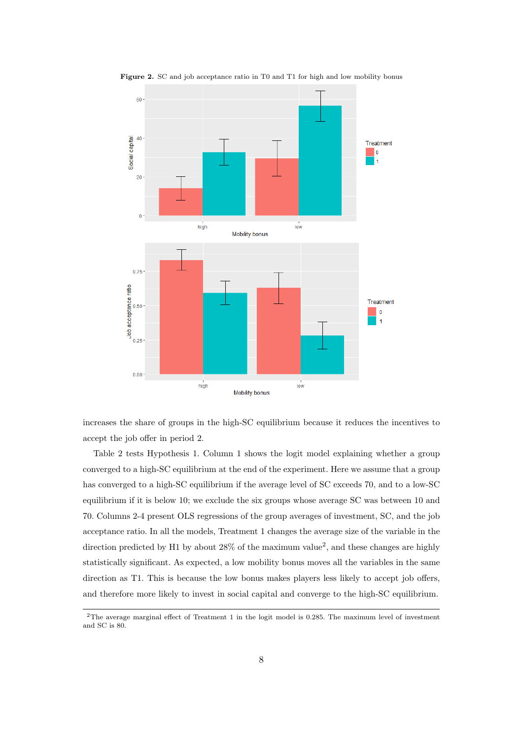**Figure 2.** SC and job acceptance ratio in T0 and T1 for high and low mobility bonus

increases the share of groups in the high-SC equilibrium because it reduces the incentives to accept the job offer in period 2.

Table 2 tests Hypothesis 1. Column 1 shows the logit model explaining whether a group converged to a high-SC equilibrium at the end of the experiment. Here we assume that a group has converged to a high-SC equilibrium if the average level of SC exceeds 70, and to a low-SC equilibrium if it is below 10; we exclude the six groups whose average SC was between 10 and 70. Columns 2-4 present OLS regressions of the group averages of investment, SC, and the job acceptance ratio. In all the models, Treatment 1 changes the average size of the variable in the direction predicted by H1 by about 28% of the maximum value[2], and these changes are highly statistically significant. As expected, a low mobility bonus moves all the variables in the same direction as T1. This is because the low bonus makes players less likely to accept job offers, and therefore more likely to invest in social capital and converge to the high-SC equilibrium.

[2]The average marginal effect of Treatment 1 in the logit model is 0.285. The maximum level of investment and SC is 80.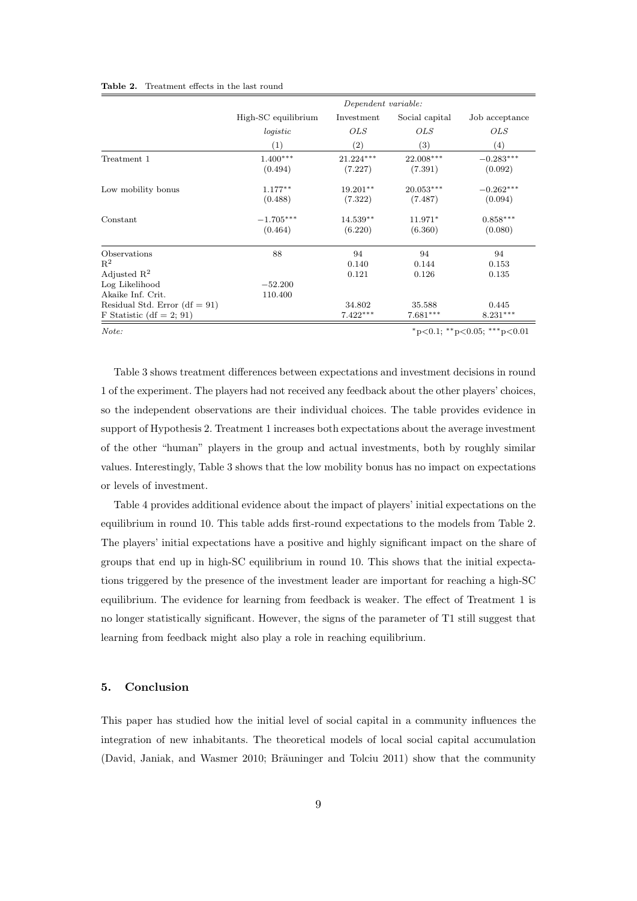**Table 2.** Treatment effects in the last round

| | *Dependent variable:* | | | |
|---|---|---|---|---|
| | High-SC equilibrium | Investment | Social capital | Job acceptance |
| | *logistic* | *OLS* | *OLS* | *OLS* |
| | (1) | (2) | (3) | (4) |
| Treatment 1 | 1.400*** | 21.224*** | 22.008*** | −0.283*** |
| | (0.494) | (7.227) | (7.391) | (0.092) |
| Low mobility bonus | 1.177** | 19.201** | 20.053*** | −0.262*** |
| | (0.488) | (7.322) | (7.487) | (0.094) |
| Constant | −1.705*** | 14.539** | 11.971* | 0.858*** |
| | (0.464) | (6.220) | (6.360) | (0.080) |
| Observations | 88 | 94 | 94 | 94 |
| $R^2$ | | 0.140 | 0.144 | 0.153 |
| Adjusted $R^2$ | | 0.121 | 0.126 | 0.135 |
| Log Likelihood | −52.200 | | | |
| Akaike Inf. Crit. | 110.400 | | | |
| Residual Std. Error (df = 91) | | 34.802 | 35.588 | 0.445 |
| F Statistic (df = 2; 91) | | 7.422*** | 7.681*** | 8.231*** |

*Note:* *p<0.1; **p<0.05; ***p<0.01

Table 3 shows treatment differences between expectations and investment decisions in round 1 of the experiment. The players had not received any feedback about the other players' choices, so the independent observations are their individual choices. The table provides evidence in support of Hypothesis 2. Treatment 1 increases both expectations about the average investment of the other "human" players in the group and actual investments, both by roughly similar values. Interestingly, Table 3 shows that the low mobility bonus has no impact on expectations or levels of investment.

Table 4 provides additional evidence about the impact of players' initial expectations on the equilibrium in round 10. This table adds first-round expectations to the models from Table 2. The players' initial expectations have a positive and highly significant impact on the share of groups that end up in high-SC equilibrium in round 10. This shows that the initial expectations triggered by the presence of the investment leader are important for reaching a high-SC equilibrium. The evidence for learning from feedback is weaker. The effect of Treatment 1 is no longer statistically significant. However, the signs of the parameter of T1 still suggest that learning from feedback might also play a role in reaching equilibrium.

## 5. Conclusion

This paper has studied how the initial level of social capital in a community influences the integration of new inhabitants. The theoretical models of local social capital accumulation (David, Janiak, and Wasmer 2010; Bräuninger and Tolciu 2011) show that the community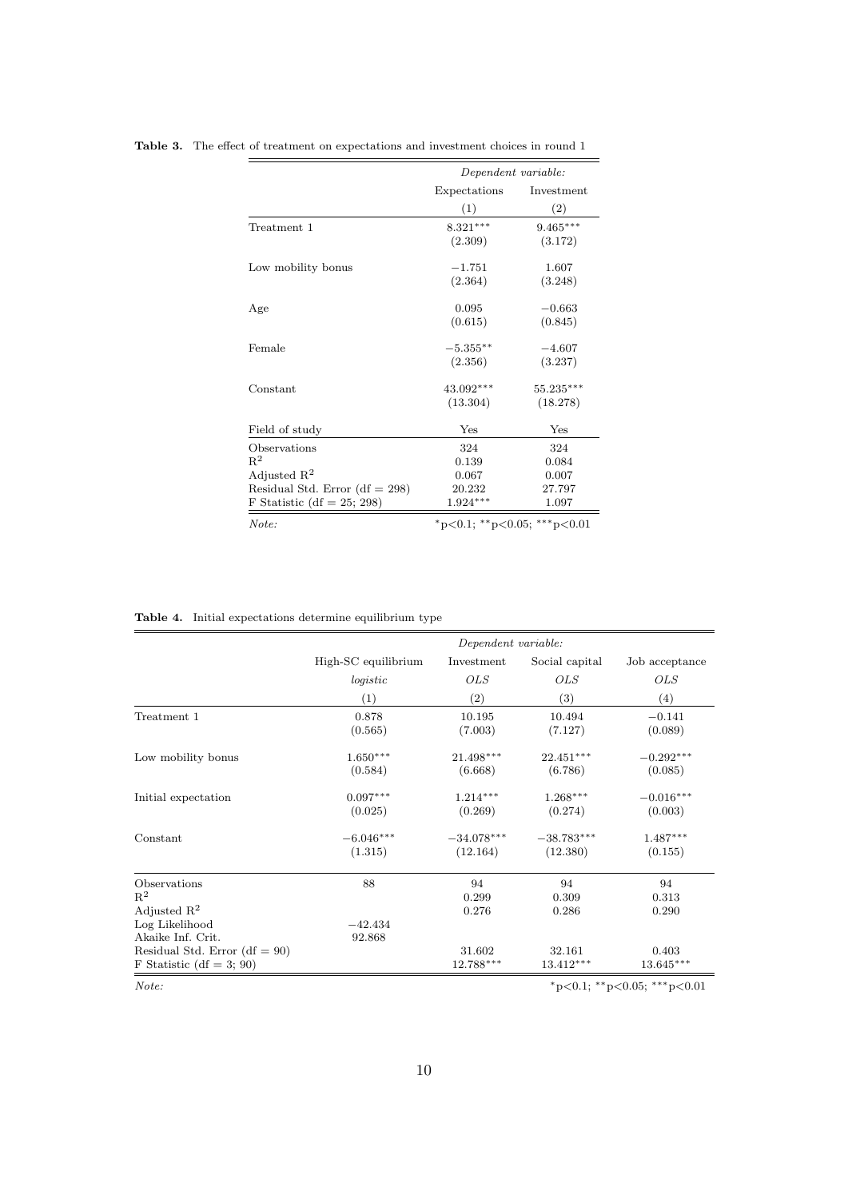**Table 3.** The effect of treatment on expectations and investment choices in round 1

| | *Dependent variable:* | |
|---|---|---|
| | Expectations | Investment |
| | (1) | (2) |
| Treatment 1 | 8.321*** | 9.465*** |
| | (2.309) | (3.172) |
| Low mobility bonus | −1.751 | 1.607 |
| | (2.364) | (3.248) |
| Age | 0.095 | −0.663 |
| | (0.615) | (0.845) |
| Female | −5.355** | −4.607 |
| | (2.356) | (3.237) |
| Constant | 43.092*** | 55.235*** |
| | (13.304) | (18.278) |
| Field of study | Yes | Yes |
| Observations | 324 | 324 |
| $R^2$ | 0.139 | 0.084 |
| Adjusted $R^2$ | 0.067 | 0.007 |
| Residual Std. Error (df = 298) | 20.232 | 27.797 |
| F Statistic (df = 25; 298) | 1.924*** | 1.097 |
| *Note:* | *p<0.1; **p<0.05; ***p<0.01 | |

**Table 4.** Initial expectations determine equilibrium type

| | *Dependent variable:* | | | |
|---|---|---|---|---|
| | High-SC equilibrium | Investment | Social capital | Job acceptance |
| | *logistic* | *OLS* | *OLS* | *OLS* |
| | (1) | (2) | (3) | (4) |
| Treatment 1 | 0.878 | 10.195 | 10.494 | −0.141 |
| | (0.565) | (7.003) | (7.127) | (0.089) |
| Low mobility bonus | 1.650*** | 21.498*** | 22.451*** | −0.292*** |
| | (0.584) | (6.668) | (6.786) | (0.085) |
| Initial expectation | 0.097*** | 1.214*** | 1.268*** | −0.016*** |
| | (0.025) | (0.269) | (0.274) | (0.003) |
| Constant | −6.046*** | −34.078*** | −38.783*** | 1.487*** |
| | (1.315) | (12.164) | (12.380) | (0.155) |
| Observations | 88 | 94 | 94 | 94 |
| $R^2$ | | 0.299 | 0.309 | 0.313 |
| Adjusted $R^2$ | | 0.276 | 0.286 | 0.290 |
| Log Likelihood | −42.434 | | | |
| Akaike Inf. Crit. | 92.868 | | | |
| Residual Std. Error (df = 90) | | 31.602 | 32.161 | 0.403 |
| F Statistic (df = 3; 90) | | 12.788*** | 13.412*** | 13.645*** |
| *Note:* | | | | *p<0.1; **p<0.05; ***p<0.01 |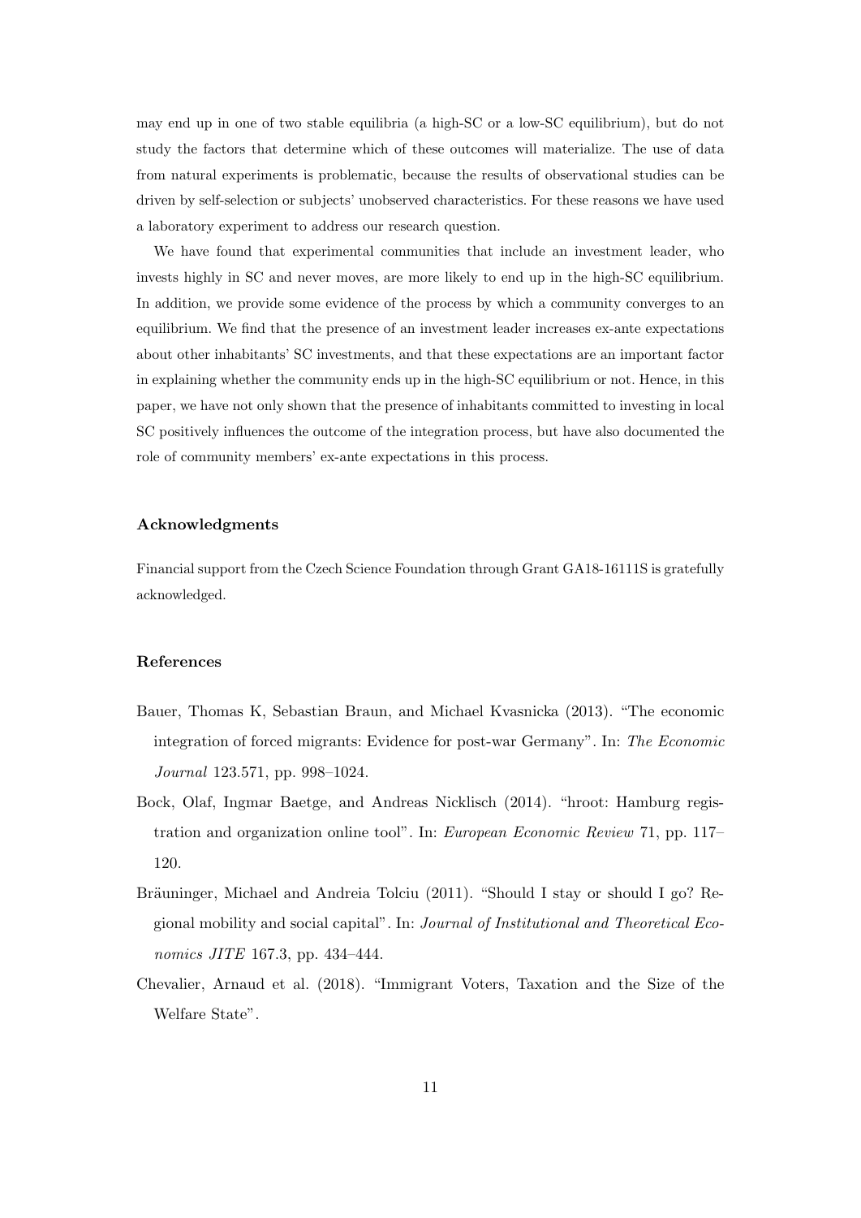may end up in one of two stable equilibria (a high-SC or a low-SC equilibrium), but do not study the factors that determine which of these outcomes will materialize. The use of data from natural experiments is problematic, because the results of observational studies can be driven by self-selection or subjects' unobserved characteristics. For these reasons we have used a laboratory experiment to address our research question.

We have found that experimental communities that include an investment leader, who invests highly in SC and never moves, are more likely to end up in the high-SC equilibrium. In addition, we provide some evidence of the process by which a community converges to an equilibrium. We find that the presence of an investment leader increases ex-ante expectations about other inhabitants' SC investments, and that these expectations are an important factor in explaining whether the community ends up in the high-SC equilibrium or not. Hence, in this paper, we have not only shown that the presence of inhabitants committed to investing in local SC positively influences the outcome of the integration process, but have also documented the role of community members' ex-ante expectations in this process.

## Acknowledgments

Financial support from the Czech Science Foundation through Grant GA18-16111S is gratefully acknowledged.

## References

Bauer, Thomas K, Sebastian Braun, and Michael Kvasnicka (2013). "The economic integration of forced migrants: Evidence for post-war Germany". In: *The Economic Journal* 123.571, pp. 998–1024.

Bock, Olaf, Ingmar Baetge, and Andreas Nicklisch (2014). "hroot: Hamburg registration and organization online tool". In: *European Economic Review* 71, pp. 117–120.

Bräuninger, Michael and Andreia Tolciu (2011). "Should I stay or should I go? Regional mobility and social capital". In: *Journal of Institutional and Theoretical Economics JITE* 167.3, pp. 434–444.

Chevalier, Arnaud et al. (2018). "Immigrant Voters, Taxation and the Size of the Welfare State".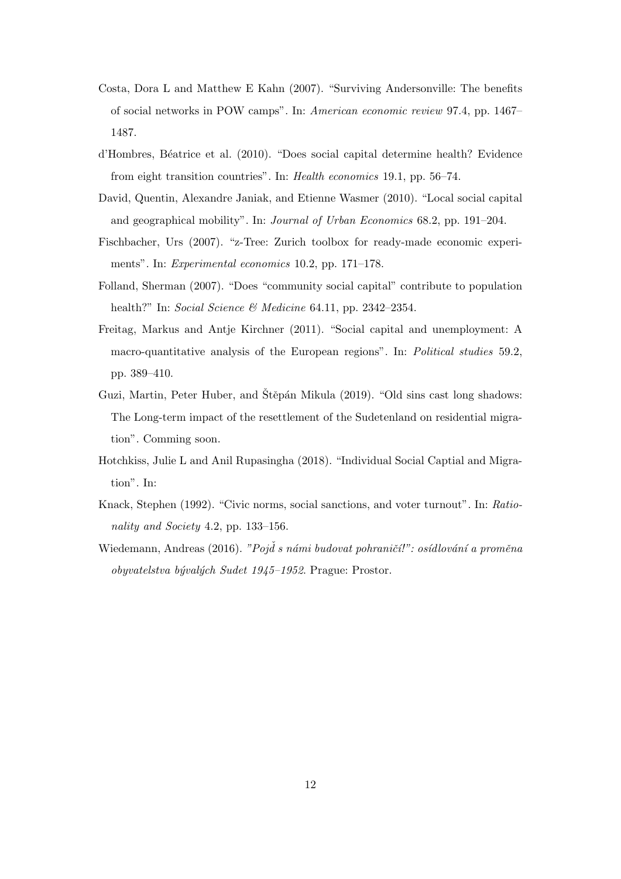Costa, Dora L and Matthew E Kahn (2007). "Surviving Andersonville: The benefits of social networks in POW camps". In: *American economic review* 97.4, pp. 1467–1487.

d'Hombres, Béatrice et al. (2010). "Does social capital determine health? Evidence from eight transition countries". In: *Health economics* 19.1, pp. 56–74.

David, Quentin, Alexandre Janiak, and Etienne Wasmer (2010). "Local social capital and geographical mobility". In: *Journal of Urban Economics* 68.2, pp. 191–204.

Fischbacher, Urs (2007). "z-Tree: Zurich toolbox for ready-made economic experiments". In: *Experimental economics* 10.2, pp. 171–178.

Folland, Sherman (2007). "Does "community social capital" contribute to population health?" In: *Social Science & Medicine* 64.11, pp. 2342–2354.

Freitag, Markus and Antje Kirchner (2011). "Social capital and unemployment: A macro-quantitative analysis of the European regions". In: *Political studies* 59.2, pp. 389–410.

Guzi, Martin, Peter Huber, and Štěpán Mikula (2019). "Old sins cast long shadows: The Long-term impact of the resettlement of the Sudetenland on residential migration". Comming soon.

Hotchkiss, Julie L and Anil Rupasingha (2018). "Individual Social Captial and Migration". In:

Knack, Stephen (1992). "Civic norms, social sanctions, and voter turnout". In: *Rationality and Society* 4.2, pp. 133–156.

Wiedemann, Andreas (2016). *"Pojď s námi budovat pohraničí!": osídlování a proměna obyvatelstva bývalých Sudet 1945–1952*. Prague: Prostor.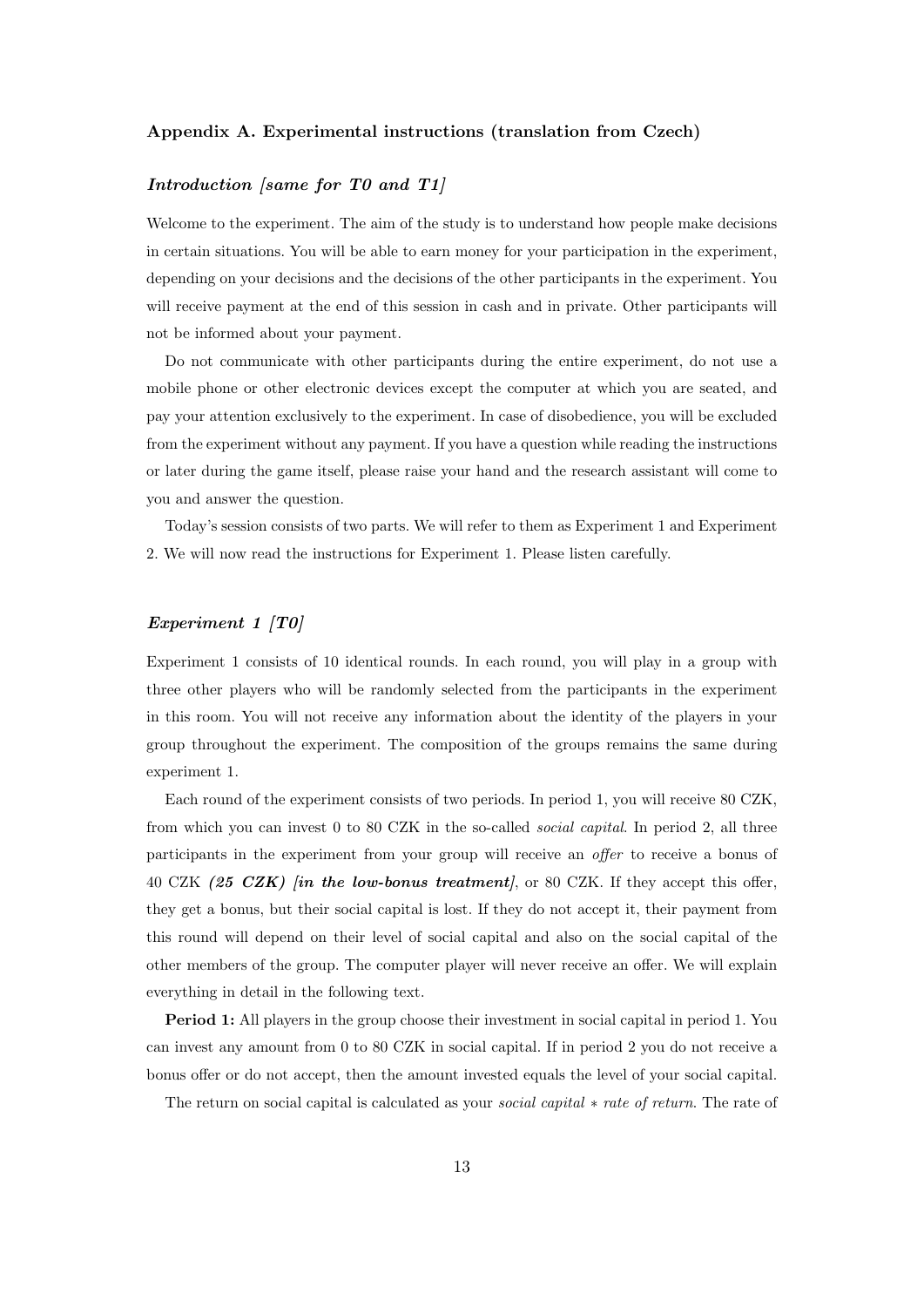## Appendix A. Experimental instructions (translation from Czech)

### *Introduction [same for T0 and T1]*

Welcome to the experiment. The aim of the study is to understand how people make decisions in certain situations. You will be able to earn money for your participation in the experiment, depending on your decisions and the decisions of the other participants in the experiment. You will receive payment at the end of this session in cash and in private. Other participants will not be informed about your payment.

Do not communicate with other participants during the entire experiment, do not use a mobile phone or other electronic devices except the computer at which you are seated, and pay your attention exclusively to the experiment. In case of disobedience, you will be excluded from the experiment without any payment. If you have a question while reading the instructions or later during the game itself, please raise your hand and the research assistant will come to you and answer the question.

Today's session consists of two parts. We will refer to them as Experiment 1 and Experiment 2. We will now read the instructions for Experiment 1. Please listen carefully.

### *Experiment 1 [T0]*

Experiment 1 consists of 10 identical rounds. In each round, you will play in a group with three other players who will be randomly selected from the participants in the experiment in this room. You will not receive any information about the identity of the players in your group throughout the experiment. The composition of the groups remains the same during experiment 1.

Each round of the experiment consists of two periods. In period 1, you will receive 80 CZK, from which you can invest 0 to 80 CZK in the so-called *social capital*. In period 2, all three participants in the experiment from your group will receive an *offer* to receive a bonus of 40 CZK ***(25 CZK) [in the low-bonus treatment]***, or 80 CZK. If they accept this offer, they get a bonus, but their social capital is lost. If they do not accept it, their payment from this round will depend on their level of social capital and also on the social capital of the other members of the group. The computer player will never receive an offer. We will explain everything in detail in the following text.

**Period 1:** All players in the group choose their investment in social capital in period 1. You can invest any amount from 0 to 80 CZK in social capital. If in period 2 you do not receive a bonus offer or do not accept, then the amount invested equals the level of your social capital.

The return on social capital is calculated as your *social capital ∗ rate of return*. The rate of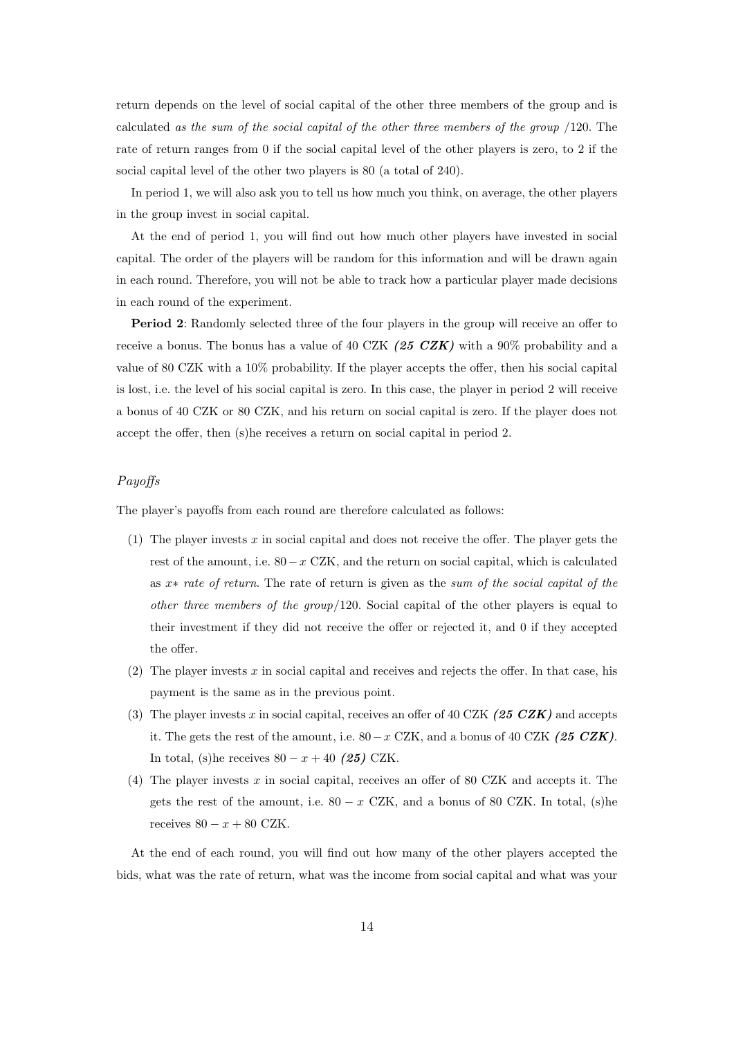return depends on the level of social capital of the other three members of the group and is calculated *as the sum of the social capital of the other three members of the group* /120. The rate of return ranges from 0 if the social capital level of the other players is zero, to 2 if the social capital level of the other two players is 80 (a total of 240).

In period 1, we will also ask you to tell us how much you think, on average, the other players in the group invest in social capital.

At the end of period 1, you will find out how much other players have invested in social capital. The order of the players will be random for this information and will be drawn again in each round. Therefore, you will not be able to track how a particular player made decisions in each round of the experiment.

**Period 2**: Randomly selected three of the four players in the group will receive an offer to receive a bonus. The bonus has a value of 40 CZK ***(25 CZK)*** with a 90% probability and a value of 80 CZK with a 10% probability. If the player accepts the offer, then his social capital is lost, i.e. the level of his social capital is zero. In this case, the player in period 2 will receive a bonus of 40 CZK or 80 CZK, and his return on social capital is zero. If the player does not accept the offer, then (s)he receives a return on social capital in period 2.

*Payoffs*

The player's payoffs from each round are therefore calculated as follows:

(1) The player invests $x$ in social capital and does not receive the offer. The player gets the rest of the amount, i.e. $80 - x$ CZK, and the return on social capital, which is calculated as $x*$ *rate of return*. The rate of return is given as the *sum of the social capital of the other three members of the group*/120. Social capital of the other players is equal to their investment if they did not receive the offer or rejected it, and 0 if they accepted the offer.

(2) The player invests $x$ in social capital and receives and rejects the offer. In that case, his payment is the same as in the previous point.

(3) The player invests $x$ in social capital, receives an offer of 40 CZK ***(25 CZK)*** and accepts it. The gets the rest of the amount, i.e. $80 - x$ CZK, and a bonus of 40 CZK ***(25 CZK)***. In total, (s)he receives $80 - x + 40$ ***(25)*** CZK.

(4) The player invests $x$ in social capital, receives an offer of 80 CZK and accepts it. The gets the rest of the amount, i.e. $80 - x$ CZK, and a bonus of 80 CZK. In total, (s)he receives $80 - x + 80$ CZK.

At the end of each round, you will find out how many of the other players accepted the bids, what was the rate of return, what was the income from social capital and what was your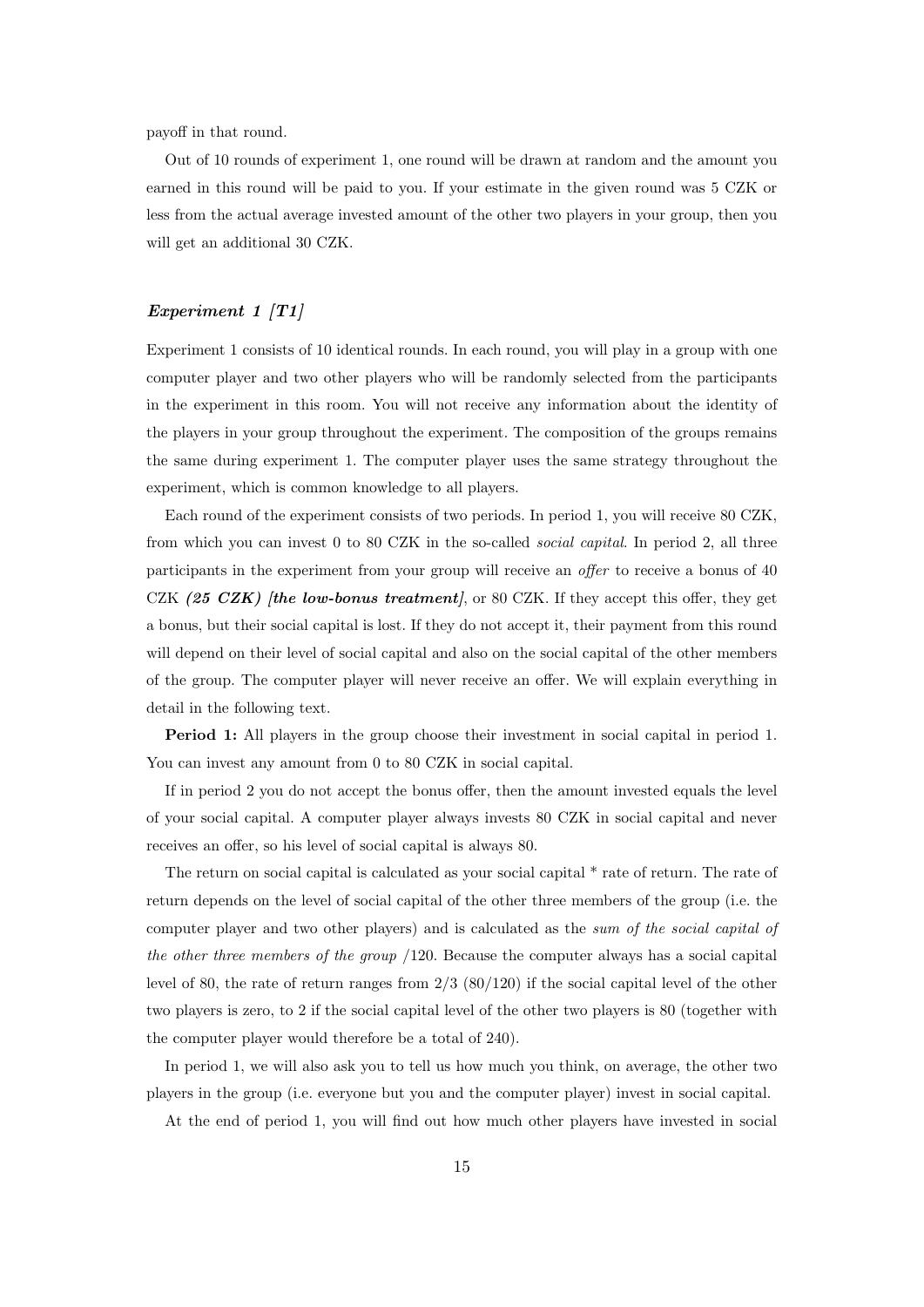payoff in that round.

Out of 10 rounds of experiment 1, one round will be drawn at random and the amount you earned in this round will be paid to you. If your estimate in the given round was 5 CZK or less from the actual average invested amount of the other two players in your group, then you will get an additional 30 CZK.

### *Experiment 1 [T1]*

Experiment 1 consists of 10 identical rounds. In each round, you will play in a group with one computer player and two other players who will be randomly selected from the participants in the experiment in this room. You will not receive any information about the identity of the players in your group throughout the experiment. The composition of the groups remains the same during experiment 1. The computer player uses the same strategy throughout the experiment, which is common knowledge to all players.

Each round of the experiment consists of two periods. In period 1, you will receive 80 CZK, from which you can invest 0 to 80 CZK in the so-called *social capital*. In period 2, all three participants in the experiment from your group will receive an *offer* to receive a bonus of 40 CZK ***(25 CZK) [the low-bonus treatment]***, or 80 CZK. If they accept this offer, they get a bonus, but their social capital is lost. If they do not accept it, their payment from this round will depend on their level of social capital and also on the social capital of the other members of the group. The computer player will never receive an offer. We will explain everything in detail in the following text.

**Period 1:** All players in the group choose their investment in social capital in period 1. You can invest any amount from 0 to 80 CZK in social capital.

If in period 2 you do not accept the bonus offer, then the amount invested equals the level of your social capital. A computer player always invests 80 CZK in social capital and never receives an offer, so his level of social capital is always 80.

The return on social capital is calculated as your social capital * rate of return. The rate of return depends on the level of social capital of the other three members of the group (i.e. the computer player and two other players) and is calculated as the *sum of the social capital of the other three members of the group* /120. Because the computer always has a social capital level of 80, the rate of return ranges from 2/3 (80/120) if the social capital level of the other two players is zero, to 2 if the social capital level of the other two players is 80 (together with the computer player would therefore be a total of 240).

In period 1, we will also ask you to tell us how much you think, on average, the other two players in the group (i.e. everyone but you and the computer player) invest in social capital.

At the end of period 1, you will find out how much other players have invested in social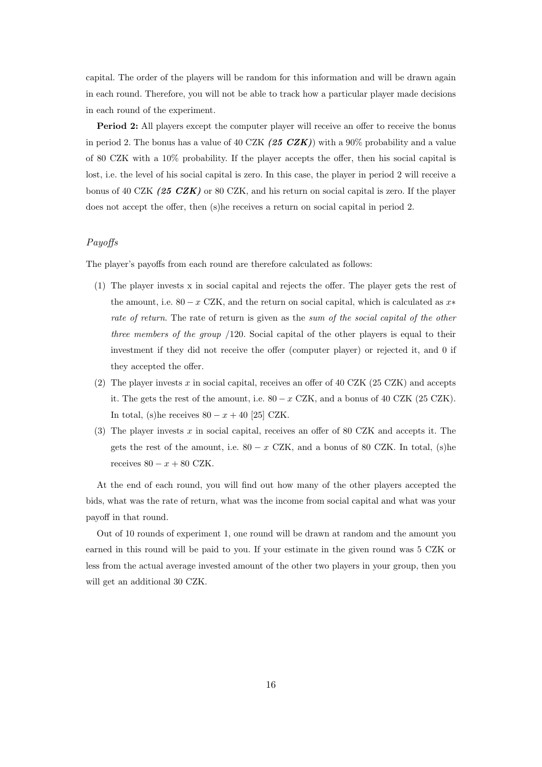capital. The order of the players will be random for this information and will be drawn again in each round. Therefore, you will not be able to track how a particular player made decisions in each round of the experiment.

**Period 2:** All players except the computer player will receive an offer to receive the bonus in period 2. The bonus has a value of 40 CZK ***(25 CZK)***) with a 90% probability and a value of 80 CZK with a 10% probability. If the player accepts the offer, then his social capital is lost, i.e. the level of his social capital is zero. In this case, the player in period 2 will receive a bonus of 40 CZK ***(25 CZK)*** or 80 CZK, and his return on social capital is zero. If the player does not accept the offer, then (s)he receives a return on social capital in period 2.

*Payoffs*

The player's payoffs from each round are therefore calculated as follows:

(1) The player invests x in social capital and rejects the offer. The player gets the rest of the amount, i.e. $80 - x$ CZK, and the return on social capital, which is calculated as $x*$ *rate of return*. The rate of return is given as the *sum of the social capital of the other three members of the group* /120. Social capital of the other players is equal to their investment if they did not receive the offer (computer player) or rejected it, and 0 if they accepted the offer.

(2) The player invests $x$ in social capital, receives an offer of 40 CZK (25 CZK) and accepts it. The gets the rest of the amount, i.e. $80 - x$ CZK, and a bonus of 40 CZK (25 CZK). In total, (s)he receives $80 - x + 40$ [25] CZK.

(3) The player invests $x$ in social capital, receives an offer of 80 CZK and accepts it. The gets the rest of the amount, i.e. $80 - x$ CZK, and a bonus of 80 CZK. In total, (s)he receives $80 - x + 80$ CZK.

At the end of each round, you will find out how many of the other players accepted the bids, what was the rate of return, what was the income from social capital and what was your payoff in that round.

Out of 10 rounds of experiment 1, one round will be drawn at random and the amount you earned in this round will be paid to you. If your estimate in the given round was 5 CZK or less from the actual average invested amount of the other two players in your group, then you will get an additional 30 CZK.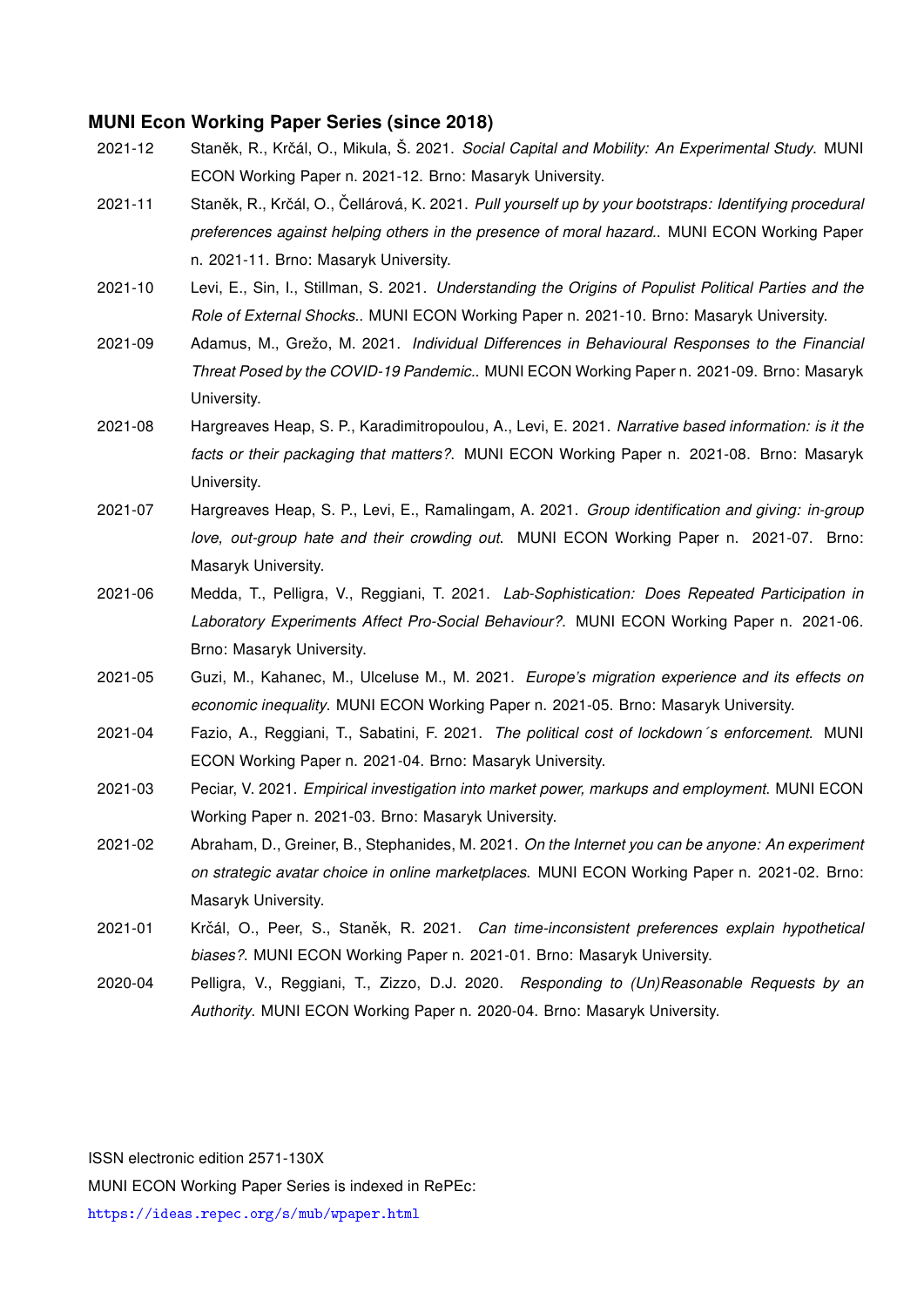**MUNI Econ Working Paper Series (since 2018)**

2021-12 Staněk, R., Krčál, O., Mikula, Š. 2021. *Social Capital and Mobility: An Experimental Study*. MUNI ECON Working Paper n. 2021-12. Brno: Masaryk University.

2021-11 Staněk, R., Krčál, O., Čellárová, K. 2021. *Pull yourself up by your bootstraps: Identifying procedural preferences against helping others in the presence of moral hazard.*. MUNI ECON Working Paper n. 2021-11. Brno: Masaryk University.

2021-10 Levi, E., Sin, I., Stillman, S. 2021. *Understanding the Origins of Populist Political Parties and the Role of External Shocks.*. MUNI ECON Working Paper n. 2021-10. Brno: Masaryk University.

2021-09 Adamus, M., Grežo, M. 2021. *Individual Differences in Behavioural Responses to the Financial Threat Posed by the COVID-19 Pandemic.*. MUNI ECON Working Paper n. 2021-09. Brno: Masaryk University.

2021-08 Hargreaves Heap, S. P., Karadimitropoulou, A., Levi, E. 2021. *Narrative based information: is it the facts or their packaging that matters?*. MUNI ECON Working Paper n. 2021-08. Brno: Masaryk University.

2021-07 Hargreaves Heap, S. P., Levi, E., Ramalingam, A. 2021. *Group identification and giving: in-group love, out-group hate and their crowding out*. MUNI ECON Working Paper n. 2021-07. Brno: Masaryk University.

2021-06 Medda, T., Pelligra, V., Reggiani, T. 2021. *Lab-Sophistication: Does Repeated Participation in Laboratory Experiments Affect Pro-Social Behaviour?*. MUNI ECON Working Paper n. 2021-06. Brno: Masaryk University.

2021-05 Guzi, M., Kahanec, M., Ulceluse M., M. 2021. *Europe's migration experience and its effects on economic inequality*. MUNI ECON Working Paper n. 2021-05. Brno: Masaryk University.

2021-04 Fazio, A., Reggiani, T., Sabatini, F. 2021. *The political cost of lockdown´s enforcement*. MUNI ECON Working Paper n. 2021-04. Brno: Masaryk University.

2021-03 Peciar, V. 2021. *Empirical investigation into market power, markups and employment*. MUNI ECON Working Paper n. 2021-03. Brno: Masaryk University.

2021-02 Abraham, D., Greiner, B., Stephanides, M. 2021. *On the Internet you can be anyone: An experiment on strategic avatar choice in online marketplaces*. MUNI ECON Working Paper n. 2021-02. Brno: Masaryk University.

2021-01 Krčál, O., Peer, S., Staněk, R. 2021. *Can time-inconsistent preferences explain hypothetical biases?*. MUNI ECON Working Paper n. 2021-01. Brno: Masaryk University.

2020-04 Pelligra, V., Reggiani, T., Zizzo, D.J. 2020. *Responding to (Un)Reasonable Requests by an Authority*. MUNI ECON Working Paper n. 2020-04. Brno: Masaryk University.

ISSN electronic edition 2571-130X

MUNI ECON Working Paper Series is indexed in RePEc:

https://ideas.repec.org/s/mub/wpaper.html